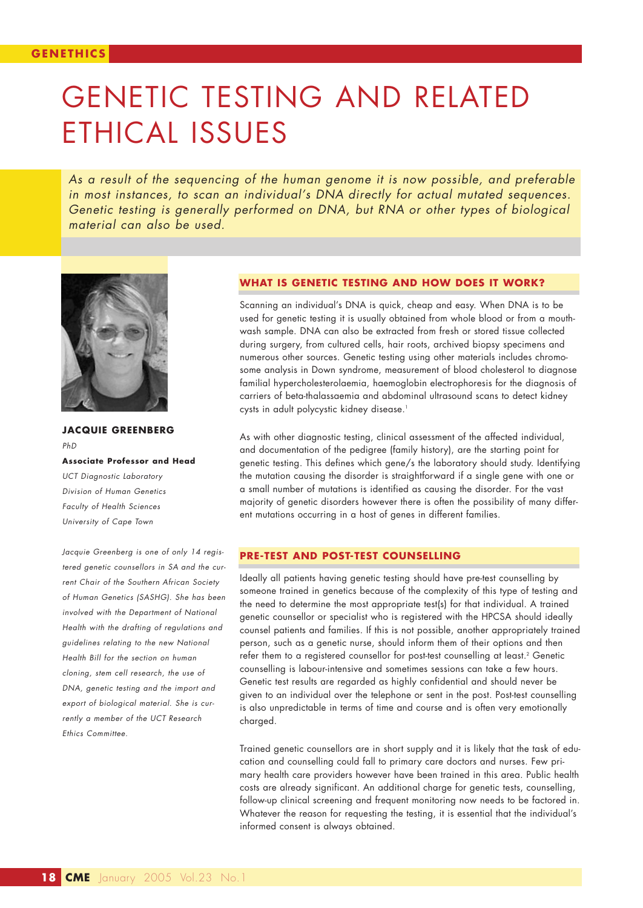GENETHICS

# GENETIC TESTING AND RELATED ETHICAL ISSUES

*As a result of the sequencing of the human genome it is now possible, and preferable in most instances, to scan an individual's DNA directly for actual mutated sequences. Genetic testing is generally performed on DNA, but RNA or other types of biological material can also be used.*

**JACQUIE GREENBERG**

*PhD*

**Associate Professor and Head**

*UCT Diagnostic Laboratory*
*Division of Human Genetics*
*Faculty of Health Sciences*
*University of Cape Town*

*Jacquie Greenberg is one of only 14 registered genetic counsellors in SA and the current Chair of the Southern African Society of Human Genetics (SASHG). She has been involved with the Department of National Health with the drafting of regulations and guidelines relating to the new National Health Bill for the section on human cloning, stem cell research, the use of DNA, genetic testing and the import and export of biological material. She is currently a member of the UCT Research Ethics Committee.*

## WHAT IS GENETIC TESTING AND HOW DOES IT WORK?

Scanning an individual's DNA is quick, cheap and easy. When DNA is to be used for genetic testing it is usually obtained from whole blood or from a mouthwash sample. DNA can also be extracted from fresh or stored tissue collected during surgery, from cultured cells, hair roots, archived biopsy specimens and numerous other sources. Genetic testing using other materials includes chromosome analysis in Down syndrome, measurement of blood cholesterol to diagnose familial hypercholesterolaemia, haemoglobin electrophoresis for the diagnosis of carriers of beta-thalassaemia and abdominal ultrasound scans to detect kidney cysts in adult polycystic kidney disease.[1]

As with other diagnostic testing, clinical assessment of the affected individual, and documentation of the pedigree (family history), are the starting point for genetic testing. This defines which gene/s the laboratory should study. Identifying the mutation causing the disorder is straightforward if a single gene with one or a small number of mutations is identified as causing the disorder. For the vast majority of genetic disorders however there is often the possibility of many different mutations occurring in a host of genes in different families.

## PRE-TEST AND POST-TEST COUNSELLING

Ideally all patients having genetic testing should have pre-test counselling by someone trained in genetics because of the complexity of this type of testing and the need to determine the most appropriate test(s) for that individual. A trained genetic counsellor or specialist who is registered with the HPCSA should ideally counsel patients and families. If this is not possible, another appropriately trained person, such as a genetic nurse, should inform them of their options and then refer them to a registered counsellor for post-test counselling at least.[2] Genetic counselling is labour-intensive and sometimes sessions can take a few hours. Genetic test results are regarded as highly confidential and should never be given to an individual over the telephone or sent in the post. Post-test counselling is also unpredictable in terms of time and course and is often very emotionally charged.

Trained genetic counsellors are in short supply and it is likely that the task of education and counselling could fall to primary care doctors and nurses. Few primary health care providers however have been trained in this area. Public health costs are already significant. An additional charge for genetic tests, counselling, follow-up clinical screening and frequent monitoring now needs to be factored in. Whatever the reason for requesting the testing, it is essential that the individual's informed consent is always obtained.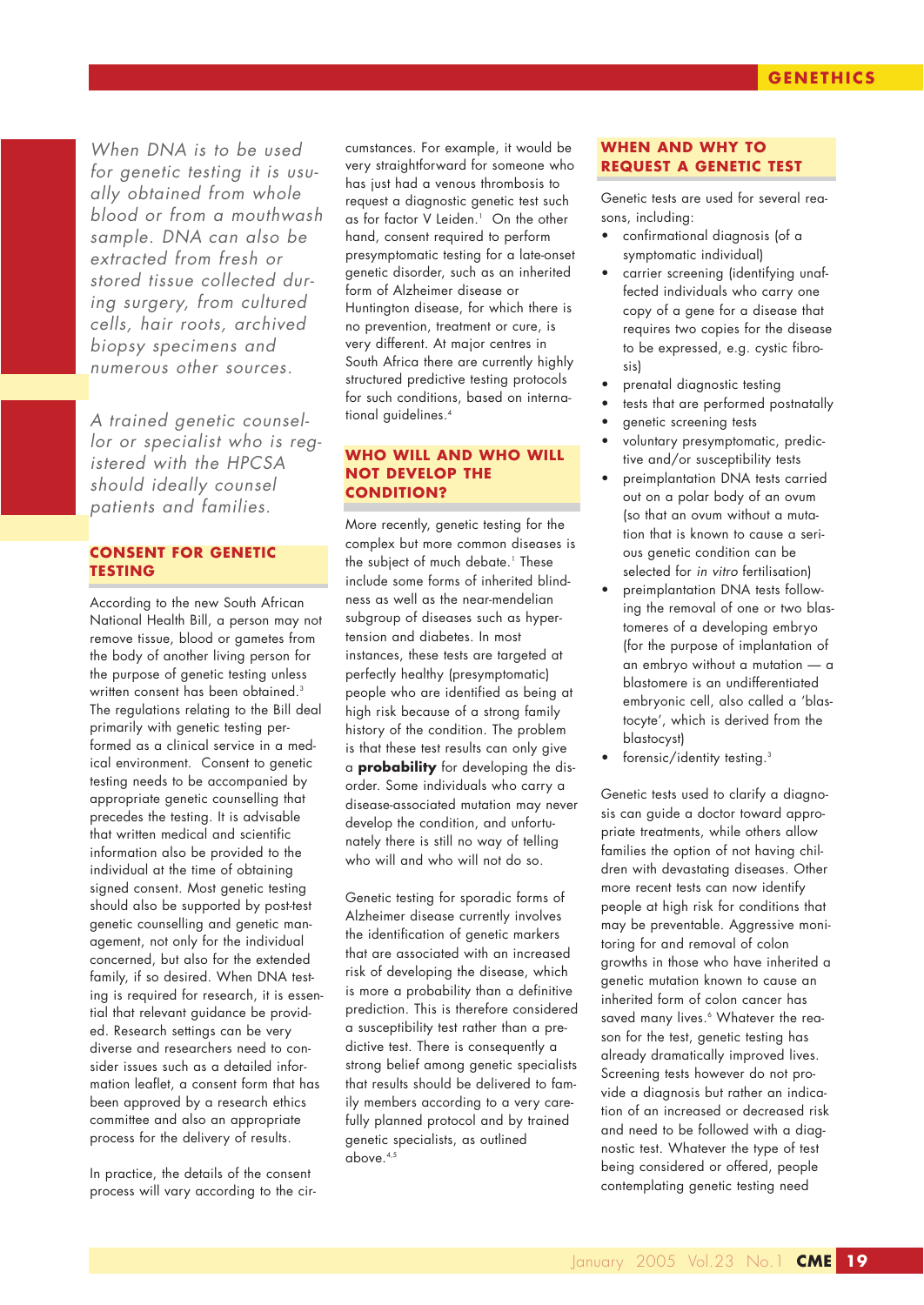*When DNA is to be used for genetic testing it is usually obtained from whole blood or from a mouthwash sample. DNA can also be extracted from fresh or stored tissue collected during surgery, from cultured cells, hair roots, archived biopsy specimens and numerous other sources.*

*A trained genetic counsellor or specialist who is registered with the HPCSA should ideally counsel patients and families.*

## CONSENT FOR GENETIC TESTING

According to the new South African National Health Bill, a person may not remove tissue, blood or gametes from the body of another living person for the purpose of genetic testing unless written consent has been obtained.[3] The regulations relating to the Bill deal primarily with genetic testing performed as a clinical service in a medical environment. Consent to genetic testing needs to be accompanied by appropriate genetic counselling that precedes the testing. It is advisable that written medical and scientific information also be provided to the individual at the time of obtaining signed consent. Most genetic testing should also be supported by post-test genetic counselling and genetic management, not only for the individual concerned, but also for the extended family, if so desired. When DNA testing is required for research, it is essential that relevant guidance be provided. Research settings can be very diverse and researchers need to consider issues such as a detailed information leaflet, a consent form that has been approved by a research ethics committee and also an appropriate process for the delivery of results.

In practice, the details of the consent process will vary according to the circumstances. For example, it would be very straightforward for someone who has just had a venous thrombosis to request a diagnostic genetic test such as for factor V Leiden.[1] On the other hand, consent required to perform presymptomatic testing for a late-onset genetic disorder, such as an inherited form of Alzheimer disease or Huntington disease, for which there is no prevention, treatment or cure, is very different. At major centres in South Africa there are currently highly structured predictive testing protocols for such conditions, based on international guidelines.[4]

## WHO WILL AND WHO WILL NOT DEVELOP THE CONDITION?

More recently, genetic testing for the complex but more common diseases is the subject of much debate.[1] These include some forms of inherited blindness as well as the near-mendelian subgroup of diseases such as hypertension and diabetes. In most instances, these tests are targeted at perfectly healthy (presymptomatic) people who are identified as being at high risk because of a strong family history of the condition. The problem is that these test results can only give a **probability** for developing the disorder. Some individuals who carry a disease-associated mutation may never develop the condition, and unfortunately there is still no way of telling who will and who will not do so.

Genetic testing for sporadic forms of Alzheimer disease currently involves the identification of genetic markers that are associated with an increased risk of developing the disease, which is more a probability than a definitive prediction. This is therefore considered a susceptibility test rather than a predictive test. There is consequently a strong belief among genetic specialists that results should be delivered to family members according to a very carefully planned protocol and by trained genetic specialists, as outlined above.[4,5]

## WHEN AND WHY TO REQUEST A GENETIC TEST

Genetic tests are used for several reasons, including:

- confirmational diagnosis (of a symptomatic individual)
- carrier screening (identifying unaffected individuals who carry one copy of a gene for a disease that requires two copies for the disease to be expressed, e.g. cystic fibrosis)
- prenatal diagnostic testing
- tests that are performed postnatally
- genetic screening tests
- voluntary presymptomatic, predictive and/or susceptibility tests
- preimplantation DNA tests carried out on a polar body of an ovum (so that an ovum without a mutation that is known to cause a serious genetic condition can be selected for *in vitro* fertilisation)
- preimplantation DNA tests following the removal of one or two blastomeres of a developing embryo (for the purpose of implantation of an embryo without a mutation — a blastomere is an undifferentiated embryonic cell, also called a 'blastocyte', which is derived from the blastocyst)
- forensic/identity testing.[3]

Genetic tests used to clarify a diagnosis can guide a doctor toward appropriate treatments, while others allow families the option of not having children with devastating diseases. Other more recent tests can now identify people at high risk for conditions that may be preventable. Aggressive monitoring for and removal of colon growths in those who have inherited a genetic mutation known to cause an inherited form of colon cancer has saved many lives.[6] Whatever the reason for the test, genetic testing has already dramatically improved lives. Screening tests however do not provide a diagnosis but rather an indication of an increased or decreased risk and need to be followed with a diagnostic test. Whatever the type of test being considered or offered, people contemplating genetic testing need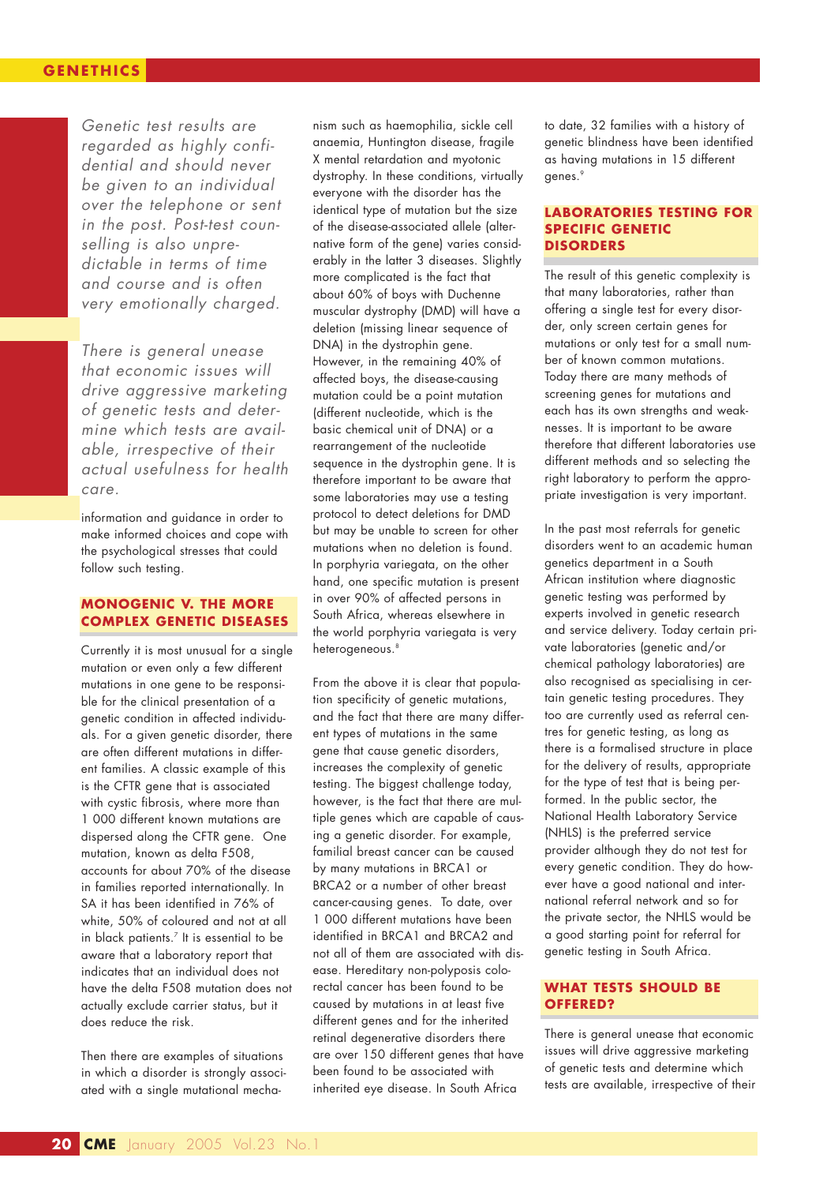*Genetic test results are regarded as highly confidential and should never be given to an individual over the telephone or sent in the post. Post-test counselling is also unpredictable in terms of time and course and is often very emotionally charged.*

*There is general unease that economic issues will drive aggressive marketing of genetic tests and determine which tests are available, irrespective of their actual usefulness for health care.*

information and guidance in order to make informed choices and cope with the psychological stresses that could follow such testing.

## MONOGENIC V. THE MORE COMPLEX GENETIC DISEASES

Currently it is most unusual for a single mutation or even only a few different mutations in one gene to be responsible for the clinical presentation of a genetic condition in affected individuals. For a given genetic disorder, there are often different mutations in different families. A classic example of this is the CFTR gene that is associated with cystic fibrosis, where more than 1 000 different known mutations are dispersed along the CFTR gene. One mutation, known as delta F508, accounts for about 70% of the disease in families reported internationally. In SA it has been identified in 76% of white, 50% of coloured and not at all in black patients.[7] It is essential to be aware that a laboratory report that indicates that an individual does not have the delta F508 mutation does not actually exclude carrier status, but it does reduce the risk.

Then there are examples of situations in which a disorder is strongly associated with a single mutational mechanism such as haemophilia, sickle cell anaemia, Huntington disease, fragile X mental retardation and myotonic dystrophy. In these conditions, virtually everyone with the disorder has the identical type of mutation but the size of the disease-associated allele (alternative form of the gene) varies considerably in the latter 3 diseases. Slightly more complicated is the fact that about 60% of boys with Duchenne muscular dystrophy (DMD) will have a deletion (missing linear sequence of DNA) in the dystrophin gene. However, in the remaining 40% of affected boys, the disease-causing mutation could be a point mutation (different nucleotide, which is the basic chemical unit of DNA) or a rearrangement of the nucleotide sequence in the dystrophin gene. It is therefore important to be aware that some laboratories may use a testing protocol to detect deletions for DMD but may be unable to screen for other mutations when no deletion is found. In porphyria variegata, on the other hand, one specific mutation is present in over 90% of affected persons in South Africa, whereas elsewhere in the world porphyria variegata is very heterogeneous.[8]

From the above it is clear that population specificity of genetic mutations, and the fact that there are many different types of mutations in the same gene that cause genetic disorders, increases the complexity of genetic testing. The biggest challenge today, however, is the fact that there are multiple genes which are capable of causing a genetic disorder. For example, familial breast cancer can be caused by many mutations in BRCA1 or BRCA2 or a number of other breast cancer-causing genes. To date, over 1 000 different mutations have been identified in BRCA1 and BRCA2 and not all of them are associated with disease. Hereditary non-polyposis colorectal cancer has been found to be caused by mutations in at least five different genes and for the inherited retinal degenerative disorders there are over 150 different genes that have been found to be associated with inherited eye disease. In South Africa to date, 32 families with a history of genetic blindness have been identified as having mutations in 15 different genes.[9]

## LABORATORIES TESTING FOR SPECIFIC GENETIC DISORDERS

The result of this genetic complexity is that many laboratories, rather than offering a single test for every disorder, only screen certain genes for mutations or only test for a small number of known common mutations. Today there are many methods of screening genes for mutations and each has its own strengths and weaknesses. It is important to be aware therefore that different laboratories use different methods and so selecting the right laboratory to perform the appropriate investigation is very important.

In the past most referrals for genetic disorders went to an academic human genetics department in a South African institution where diagnostic genetic testing was performed by experts involved in genetic research and service delivery. Today certain private laboratories (genetic and/or chemical pathology laboratories) are also recognised as specialising in certain genetic testing procedures. They too are currently used as referral centres for genetic testing, as long as there is a formalised structure in place for the delivery of results, appropriate for the type of test that is being performed. In the public sector, the National Health Laboratory Service (NHLS) is the preferred service provider although they do not test for every genetic condition. They do however have a good national and international referral network and so for the private sector, the NHLS would be a good starting point for referral for genetic testing in South Africa.

## WHAT TESTS SHOULD BE OFFERED?

There is general unease that economic issues will drive aggressive marketing of genetic tests and determine which tests are available, irrespective of their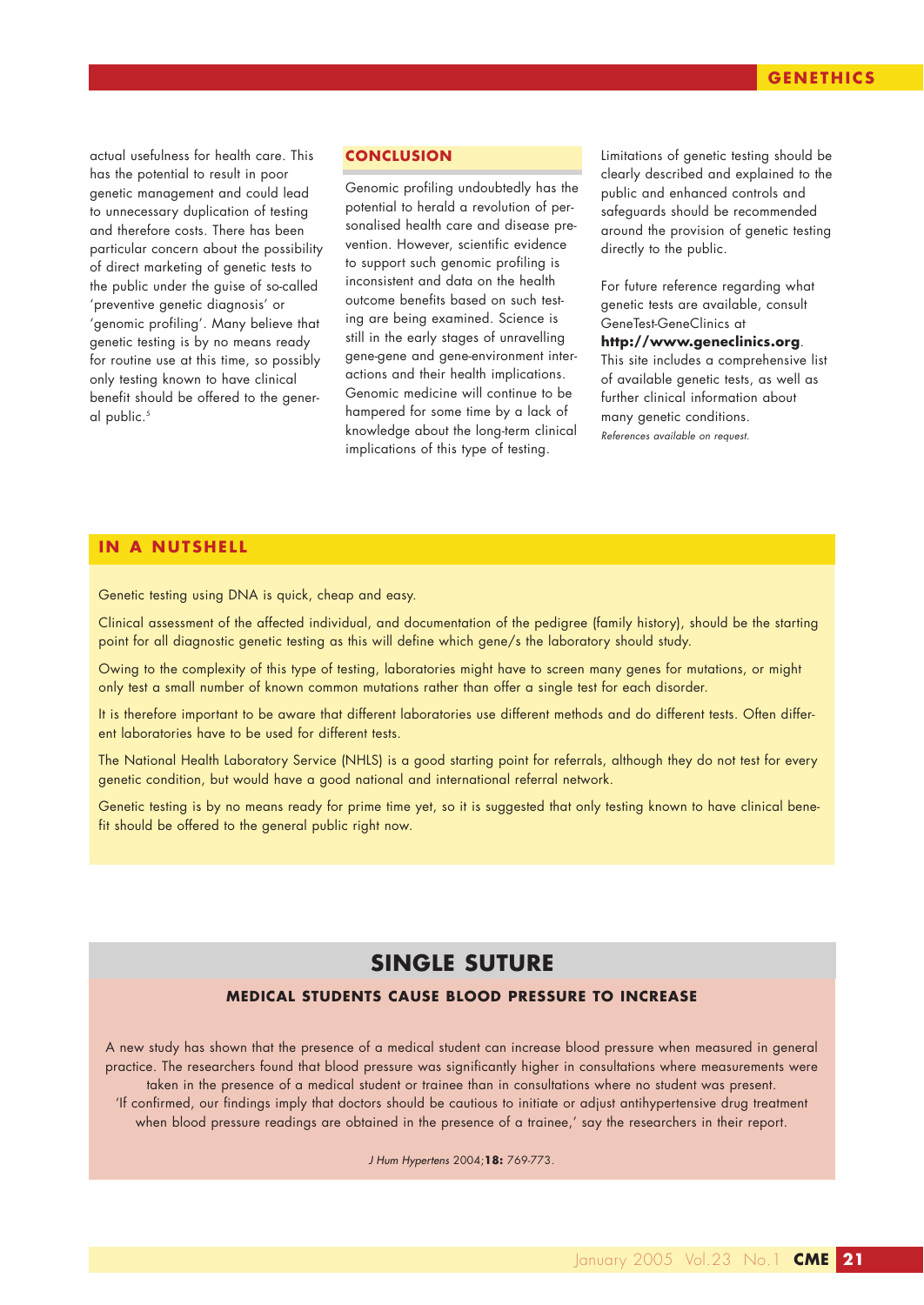actual usefulness for health care. This has the potential to result in poor genetic management and could lead to unnecessary duplication of testing and therefore costs. There has been particular concern about the possibility of direct marketing of genetic tests to the public under the guise of so-called 'preventive genetic diagnosis' or 'genomic profiling'. Many believe that genetic testing is by no means ready for routine use at this time, so possibly only testing known to have clinical benefit should be offered to the general public.[5]

## CONCLUSION

Genomic profiling undoubtedly has the potential to herald a revolution of personalised health care and disease prevention. However, scientific evidence to support such genomic profiling is inconsistent and data on the health outcome benefits based on such testing are being examined. Science is still in the early stages of unravelling gene-gene and gene-environment interactions and their health implications. Genomic medicine will continue to be hampered for some time by a lack of knowledge about the long-term clinical implications of this type of testing.

Limitations of genetic testing should be clearly described and explained to the public and enhanced controls and safeguards should be recommended around the provision of genetic testing directly to the public.

For future reference regarding what genetic tests are available, consult GeneTest-GeneClinics at **http://www.geneclinics.org**. This site includes a comprehensive list of available genetic tests, as well as further clinical information about many genetic conditions.

*References available on request.*

## IN A NUTSHELL

Genetic testing using DNA is quick, cheap and easy.

Clinical assessment of the affected individual, and documentation of the pedigree (family history), should be the starting point for all diagnostic genetic testing as this will define which gene/s the laboratory should study.

Owing to the complexity of this type of testing, laboratories might have to screen many genes for mutations, or might only test a small number of known common mutations rather than offer a single test for each disorder.

It is therefore important to be aware that different laboratories use different methods and do different tests. Often different laboratories have to be used for different tests.

The National Health Laboratory Service (NHLS) is a good starting point for referrals, although they do not test for every genetic condition, but would have a good national and international referral network.

Genetic testing is by no means ready for prime time yet, so it is suggested that only testing known to have clinical benefit should be offered to the general public right now.

## SINGLE SUTURE

### MEDICAL STUDENTS CAUSE BLOOD PRESSURE TO INCREASE

A new study has shown that the presence of a medical student can increase blood pressure when measured in general practice. The researchers found that blood pressure was significantly higher in consultations where measurements were taken in the presence of a medical student or trainee than in consultations where no student was present. 'If confirmed, our findings imply that doctors should be cautious to initiate or adjust antihypertensive drug treatment when blood pressure readings are obtained in the presence of a trainee,' say the researchers in their report.

*J Hum Hypertens* 2004;**18:** 769-773.